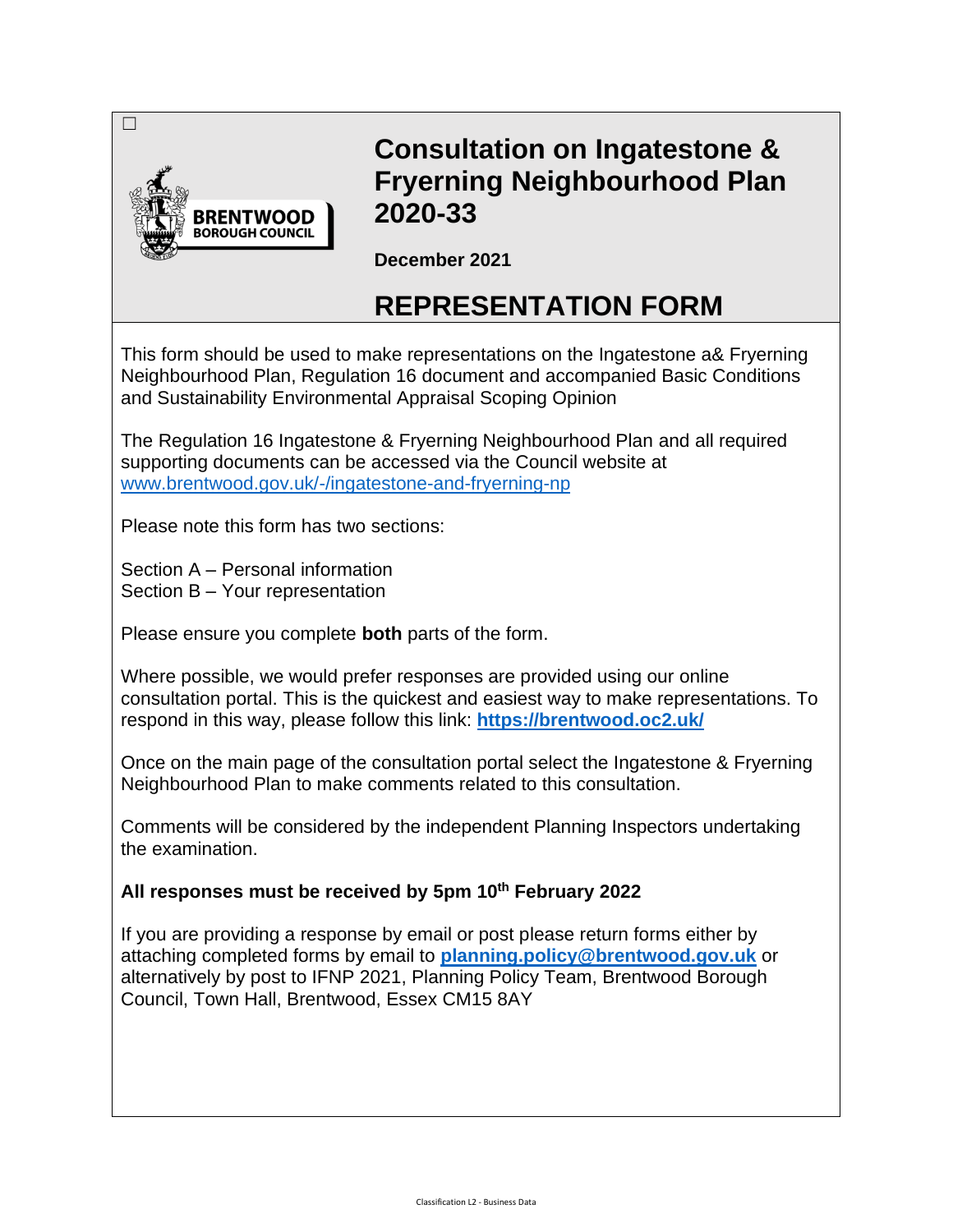☐

BRENTWOOD BOROUGH COUNCIL

# Consultation on Ingatestone & Fryerning Neighbourhood Plan 2020-33

**December 2021**

# REPRESENTATION FORM

This form should be used to make representations on the Ingatestone a& Fryerning Neighbourhood Plan, Regulation 16 document and accompanied Basic Conditions and Sustainability Environmental Appraisal Scoping Opinion

The Regulation 16 Ingatestone & Fryerning Neighbourhood Plan and all required supporting documents can be accessed via the Council website at www.brentwood.gov.uk/-/ingatestone-and-fryerning-np

Please note this form has two sections:

Section A – Personal information
Section B – Your representation

Please ensure you complete **both** parts of the form.

Where possible, we would prefer responses are provided using our online consultation portal. This is the quickest and easiest way to make representations. To respond in this way, please follow this link: **https://brentwood.oc2.uk/**

Once on the main page of the consultation portal select the Ingatestone & Fryerning Neighbourhood Plan to make comments related to this consultation.

Comments will be considered by the independent Planning Inspectors undertaking the examination.

**All responses must be received by 5pm 10th February 2022**

If you are providing a response by email or post please return forms either by attaching completed forms by email to **planning.policy@brentwood.gov.uk** or alternatively by post to IFNP 2021, Planning Policy Team, Brentwood Borough Council, Town Hall, Brentwood, Essex CM15 8AY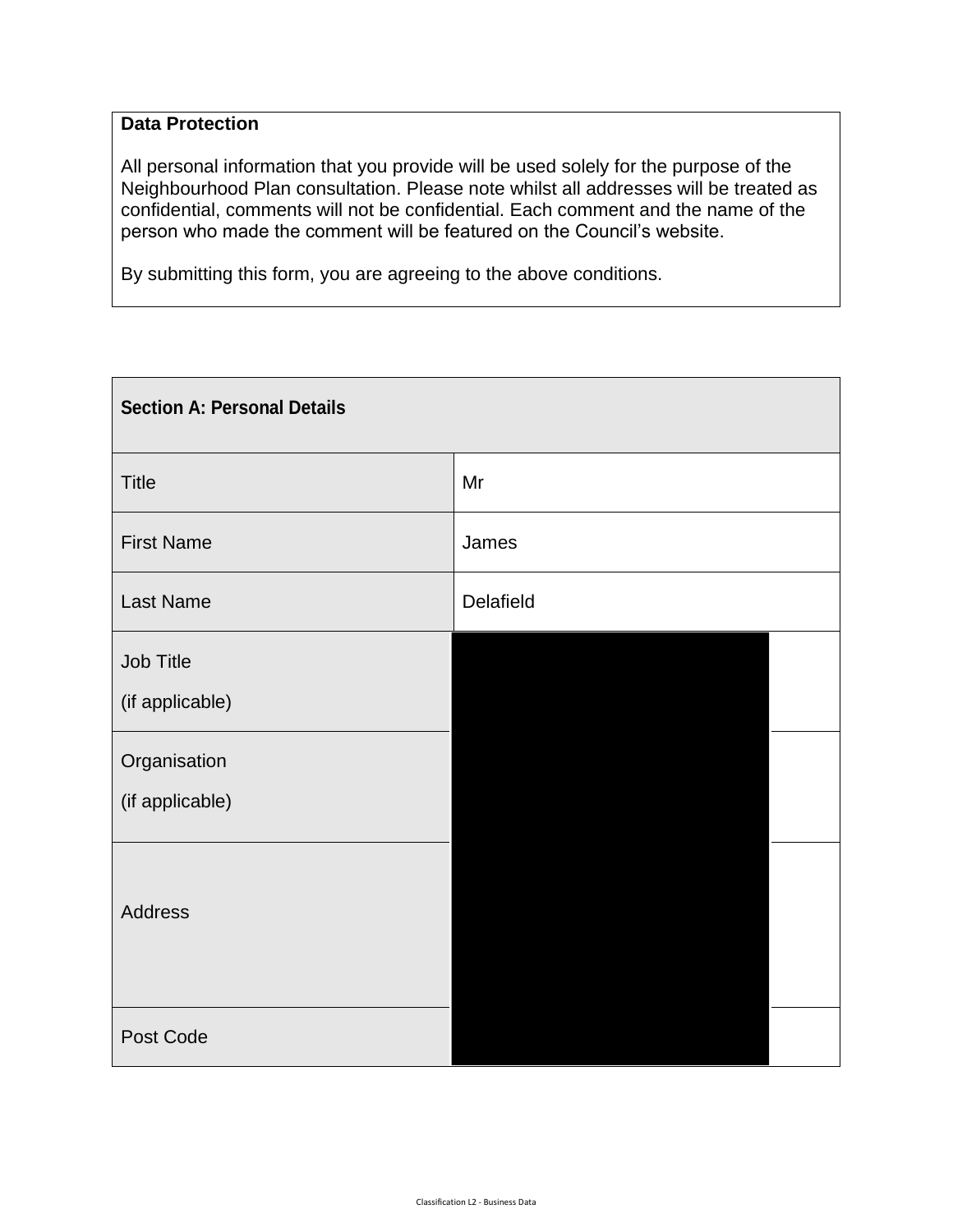| **Data Protection** |
| --- |
| All personal information that you provide will be used solely for the purpose of the Neighbourhood Plan consultation. Please note whilst all addresses will be treated as confidential, comments will not be confidential. Each comment and the name of the person who made the comment will be featured on the Council's website. <br><br> By submitting this form, you are agreeing to the above conditions. |

| **Section A: Personal Details** | |
| --- | --- |
| Title | Mr |
| First Name | James |
| Last Name | Delafield |
| Job Title (if applicable) | |
| Organisation (if applicable) | |
| Address | |
| Post Code | |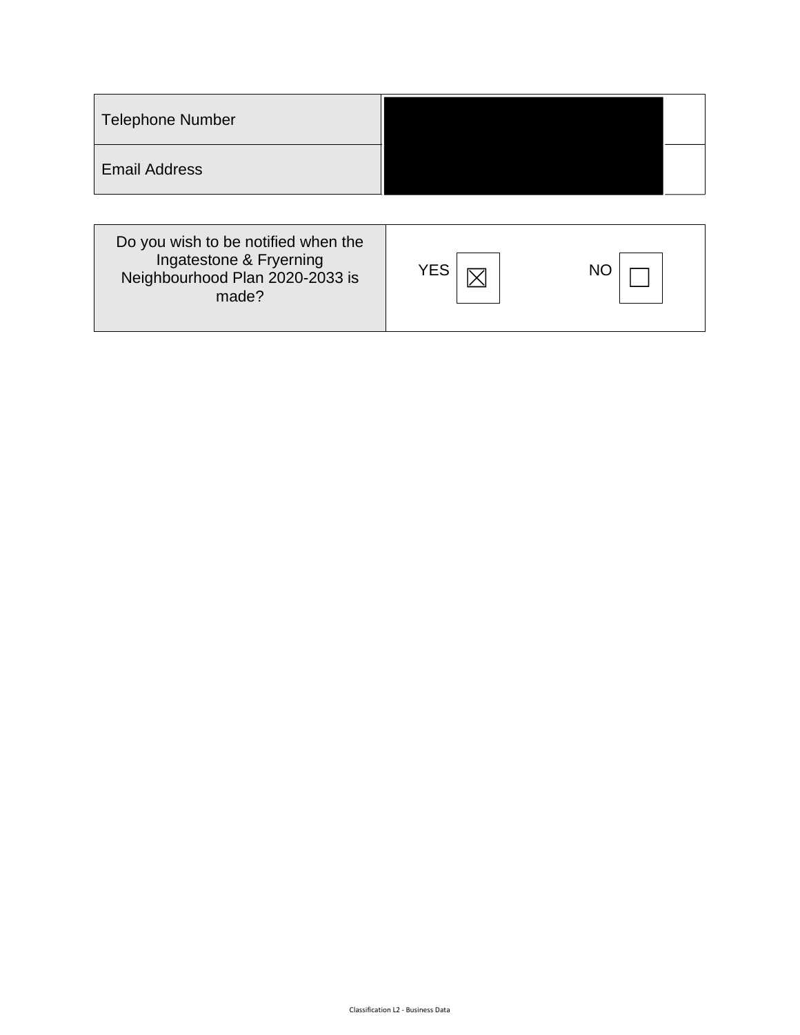| Telephone Number | |
|---|---|
| Email Address | |

| Do you wish to be notified when the Ingatestone & Fryerning Neighbourhood Plan 2020-2033 is made? | YES ☒ NO ☐ |
|---|---|

Classification L2 - Business Data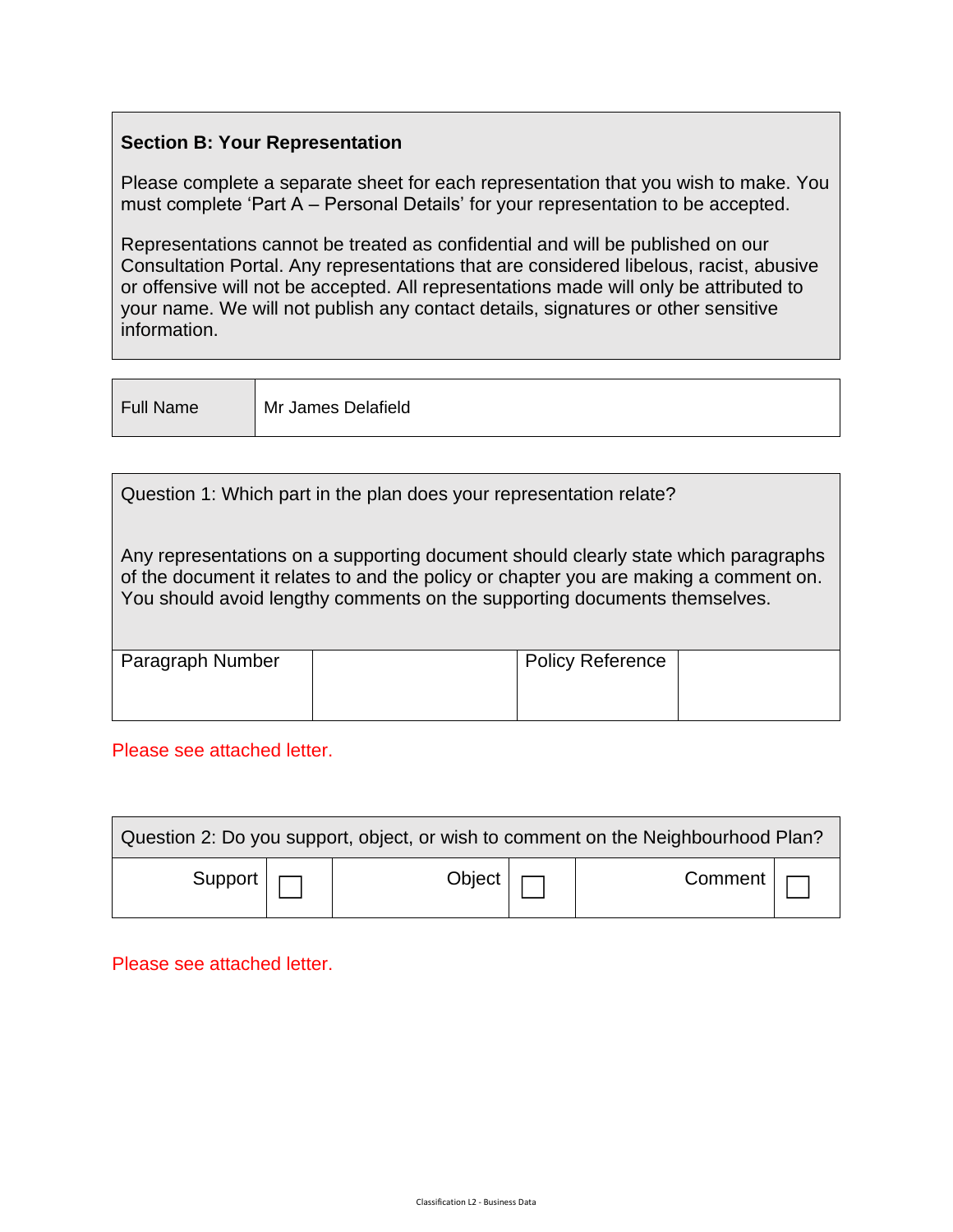**Section B: Your Representation**

Please complete a separate sheet for each representation that you wish to make. You must complete 'Part A – Personal Details' for your representation to be accepted.

Representations cannot be treated as confidential and will be published on our Consultation Portal. Any representations that are considered libelous, racist, abusive or offensive will not be accepted. All representations made will only be attributed to your name. We will not publish any contact details, signatures or other sensitive information.

| Full Name | Mr James Delafield |
|---|---|

Question 1: Which part in the plan does your representation relate?

Any representations on a supporting document should clearly state which paragraphs of the document it relates to and the policy or chapter you are making a comment on. You should avoid lengthy comments on the supporting documents themselves.

| Paragraph Number | | Policy Reference | |
|---|---|---|---|

Please see attached letter.

| Question 2: Do you support, object, or wish to comment on the Neighbourhood Plan? | | | | | |
|---|---|---|---|---|---|
| Support | ☐ | Object | ☐ | Comment | ☐ |

Please see attached letter.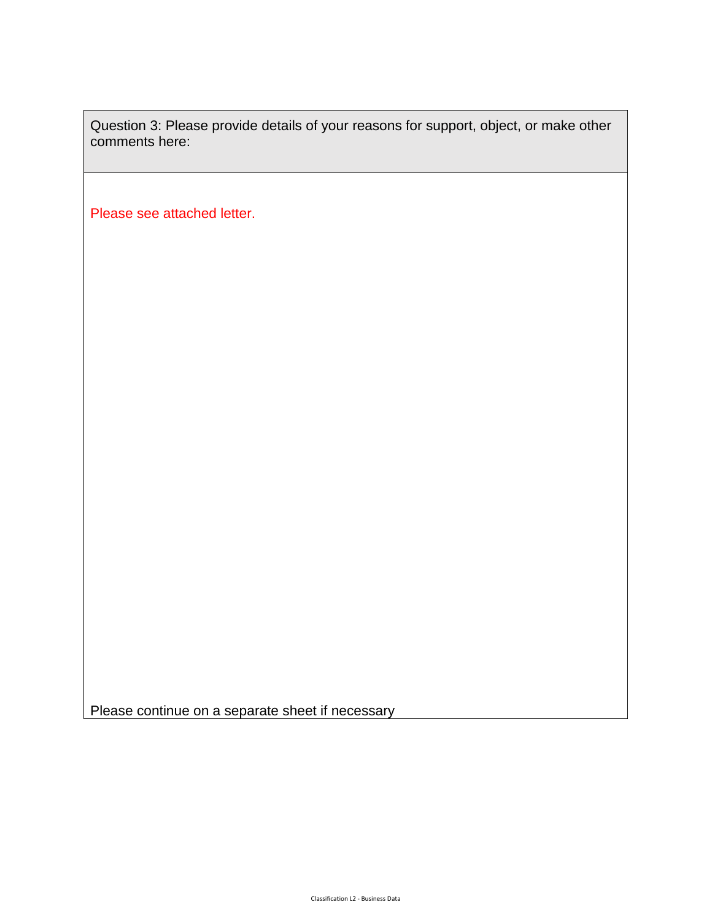| Question 3: Please provide details of your reasons for support, object, or make other comments here: |
| --- |
| Please see attached letter.<br><br><br><br><br><br><br><br><br><br>Please continue on a separate sheet if necessary |

Classification L2 - Business Data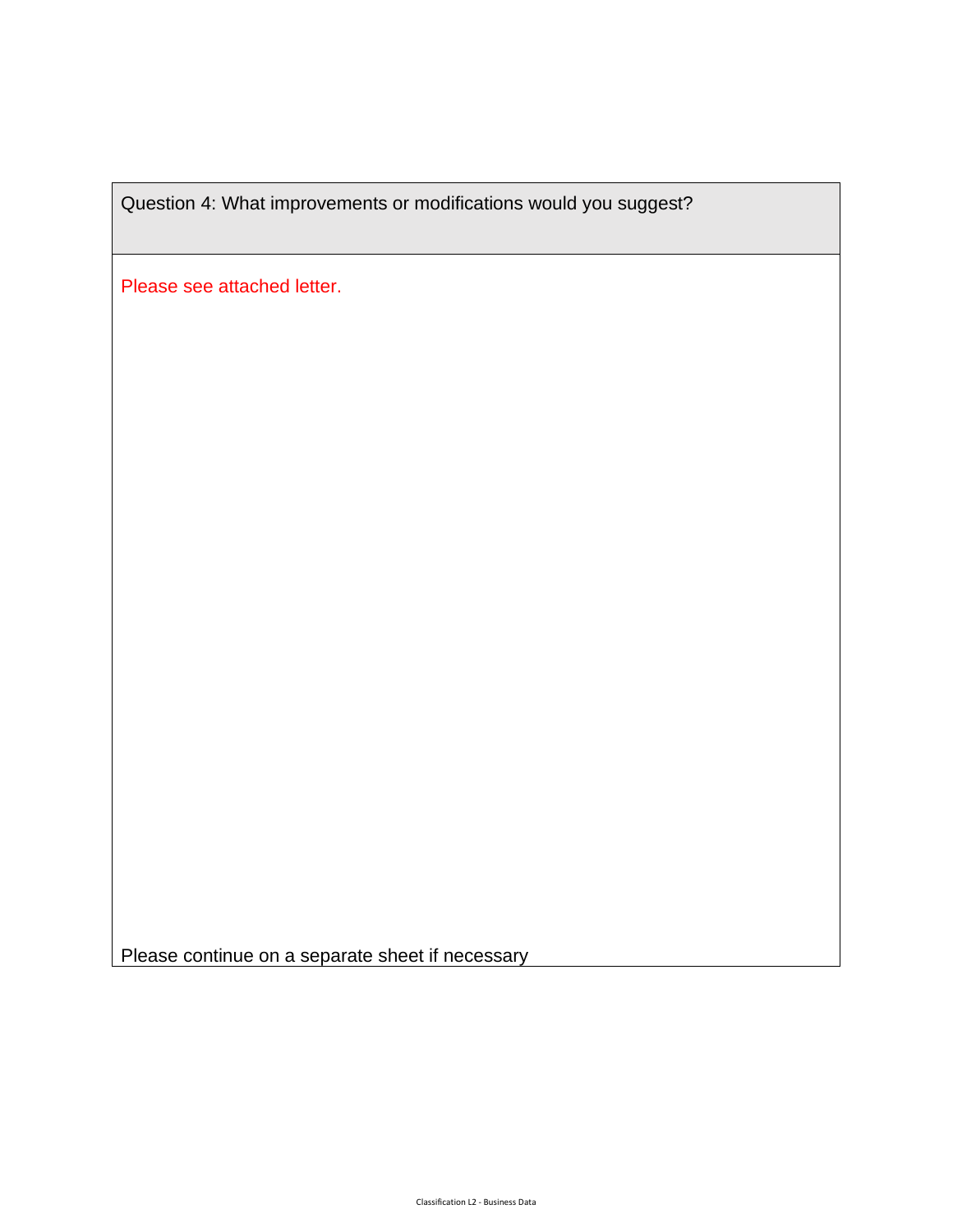| Question 4: What improvements or modifications would you suggest? |
| --- |
| Please see attached letter.<br><br><br><br><br><br><br><br><br><br><br><br><br><br><br>Please continue on a separate sheet if necessary |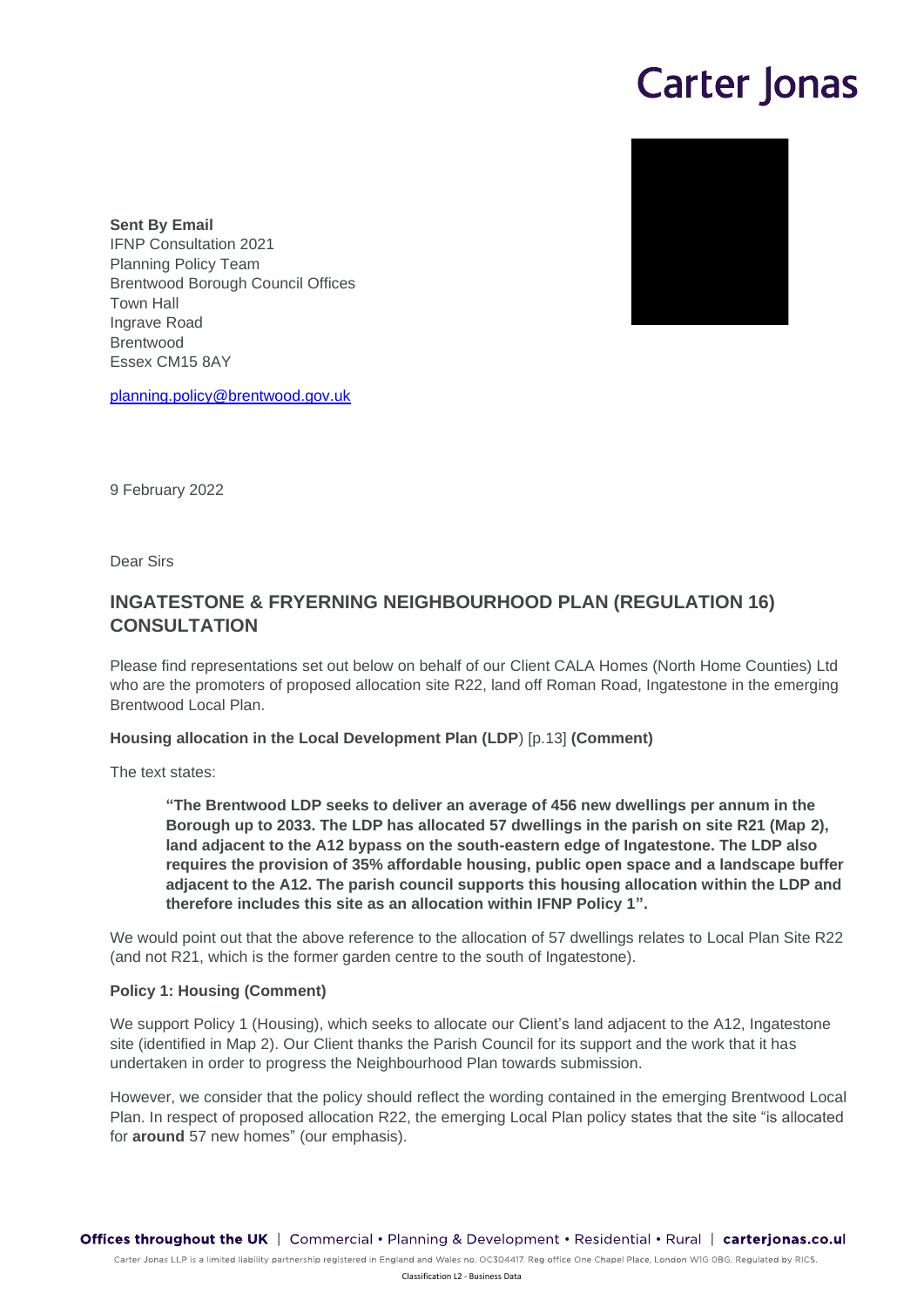Carter Jonas

**Sent By Email**
IFNP Consultation 2021
Planning Policy Team
Brentwood Borough Council Offices
Town Hall
Ingrave Road
Brentwood
Essex CM15 8AY

planning.policy@brentwood.gov.uk

9 February 2022

Dear Sirs

## INGATESTONE & FRYERNING NEIGHBOURHOOD PLAN (REGULATION 16) CONSULTATION

Please find representations set out below on behalf of our Client CALA Homes (North Home Counties) Ltd who are the promoters of proposed allocation site R22, land off Roman Road, Ingatestone in the emerging Brentwood Local Plan.

**Housing allocation in the Local Development Plan (LDP**) [p.13] **(Comment)**

The text states:

> **"The Brentwood LDP seeks to deliver an average of 456 new dwellings per annum in the Borough up to 2033. The LDP has allocated 57 dwellings in the parish on site R21 (Map 2), land adjacent to the A12 bypass on the south-eastern edge of Ingatestone. The LDP also requires the provision of 35% affordable housing, public open space and a landscape buffer adjacent to the A12. The parish council supports this housing allocation within the LDP and therefore includes this site as an allocation within IFNP Policy 1".**

We would point out that the above reference to the allocation of 57 dwellings relates to Local Plan Site R22 (and not R21, which is the former garden centre to the south of Ingatestone).

**Policy 1: Housing (Comment)**

We support Policy 1 (Housing), which seeks to allocate our Client's land adjacent to the A12, Ingatestone site (identified in Map 2). Our Client thanks the Parish Council for its support and the work that it has undertaken in order to progress the Neighbourhood Plan towards submission.

However, we consider that the policy should reflect the wording contained in the emerging Brentwood Local Plan. In respect of proposed allocation R22, the emerging Local Plan policy states that the site "is allocated for **around** 57 new homes" (our emphasis).

**Offices throughout the UK** | Commercial • Planning & Development • Residential • Rural | **carterjonas.co.uk**

Carter Jonas LLP is a limited liability partnership registered in England and Wales no. OC304417. Reg office One Chapel Place, London W1G 0BG. Regulated by RICS.

Classification L2 - Business Data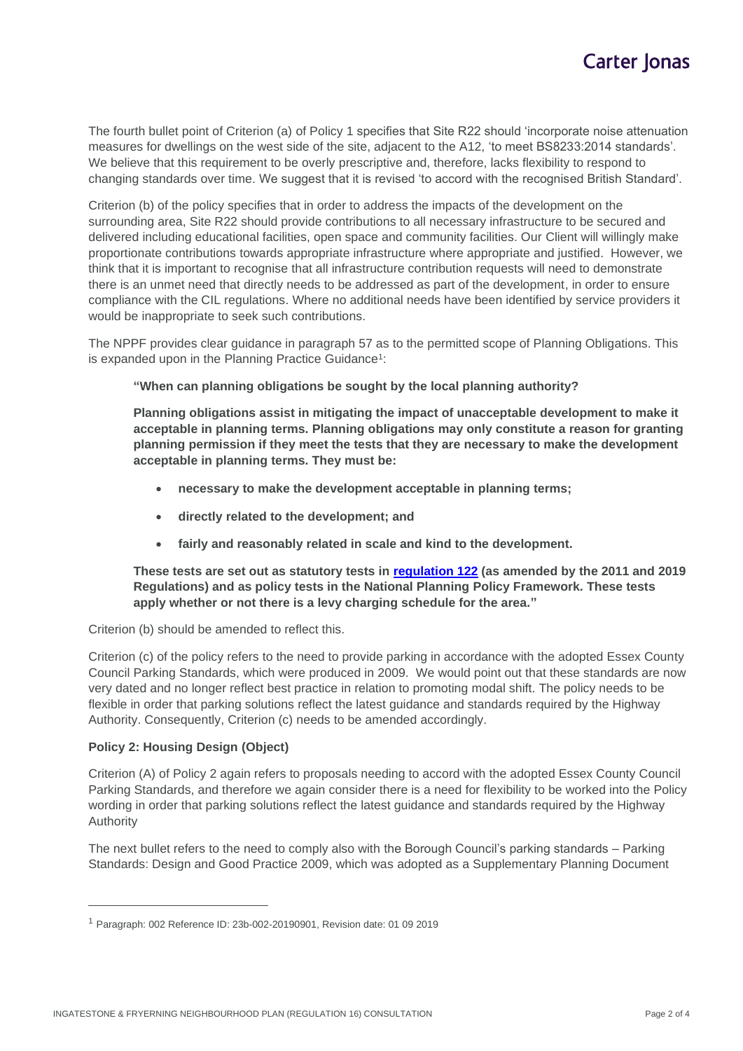The fourth bullet point of Criterion (a) of Policy 1 specifies that Site R22 should 'incorporate noise attenuation measures for dwellings on the west side of the site, adjacent to the A12, 'to meet BS8233:2014 standards'. We believe that this requirement to be overly prescriptive and, therefore, lacks flexibility to respond to changing standards over time. We suggest that it is revised 'to accord with the recognised British Standard'.

Criterion (b) of the policy specifies that in order to address the impacts of the development on the surrounding area, Site R22 should provide contributions to all necessary infrastructure to be secured and delivered including educational facilities, open space and community facilities. Our Client will willingly make proportionate contributions towards appropriate infrastructure where appropriate and justified. However, we think that it is important to recognise that all infrastructure contribution requests will need to demonstrate there is an unmet need that directly needs to be addressed as part of the development, in order to ensure compliance with the CIL regulations. Where no additional needs have been identified by service providers it would be inappropriate to seek such contributions.

The NPPF provides clear guidance in paragraph 57 as to the permitted scope of Planning Obligations. This is expanded upon in the Planning Practice Guidance[1]:

> **"When can planning obligations be sought by the local planning authority?**
>
> **Planning obligations assist in mitigating the impact of unacceptable development to make it acceptable in planning terms. Planning obligations may only constitute a reason for granting planning permission if they meet the tests that they are necessary to make the development acceptable in planning terms. They must be:**
>
> - **necessary to make the development acceptable in planning terms;**
> - **directly related to the development; and**
> - **fairly and reasonably related in scale and kind to the development.**
>
> **These tests are set out as statutory tests in regulation 122 (as amended by the 2011 and 2019 Regulations) and as policy tests in the National Planning Policy Framework. These tests apply whether or not there is a levy charging schedule for the area."**

Criterion (b) should be amended to reflect this.

Criterion (c) of the policy refers to the need to provide parking in accordance with the adopted Essex County Council Parking Standards, which were produced in 2009. We would point out that these standards are now very dated and no longer reflect best practice in relation to promoting modal shift. The policy needs to be flexible in order that parking solutions reflect the latest guidance and standards required by the Highway Authority. Consequently, Criterion (c) needs to be amended accordingly.

**Policy 2: Housing Design (Object)**

Criterion (A) of Policy 2 again refers to proposals needing to accord with the adopted Essex County Council Parking Standards, and therefore we again consider there is a need for flexibility to be worked into the Policy wording in order that parking solutions reflect the latest guidance and standards required by the Highway Authority

The next bullet refers to the need to comply also with the Borough Council's parking standards – Parking Standards: Design and Good Practice 2009, which was adopted as a Supplementary Planning Document

---

[1] Paragraph: 002 Reference ID: 23b-002-20190901, Revision date: 01 09 2019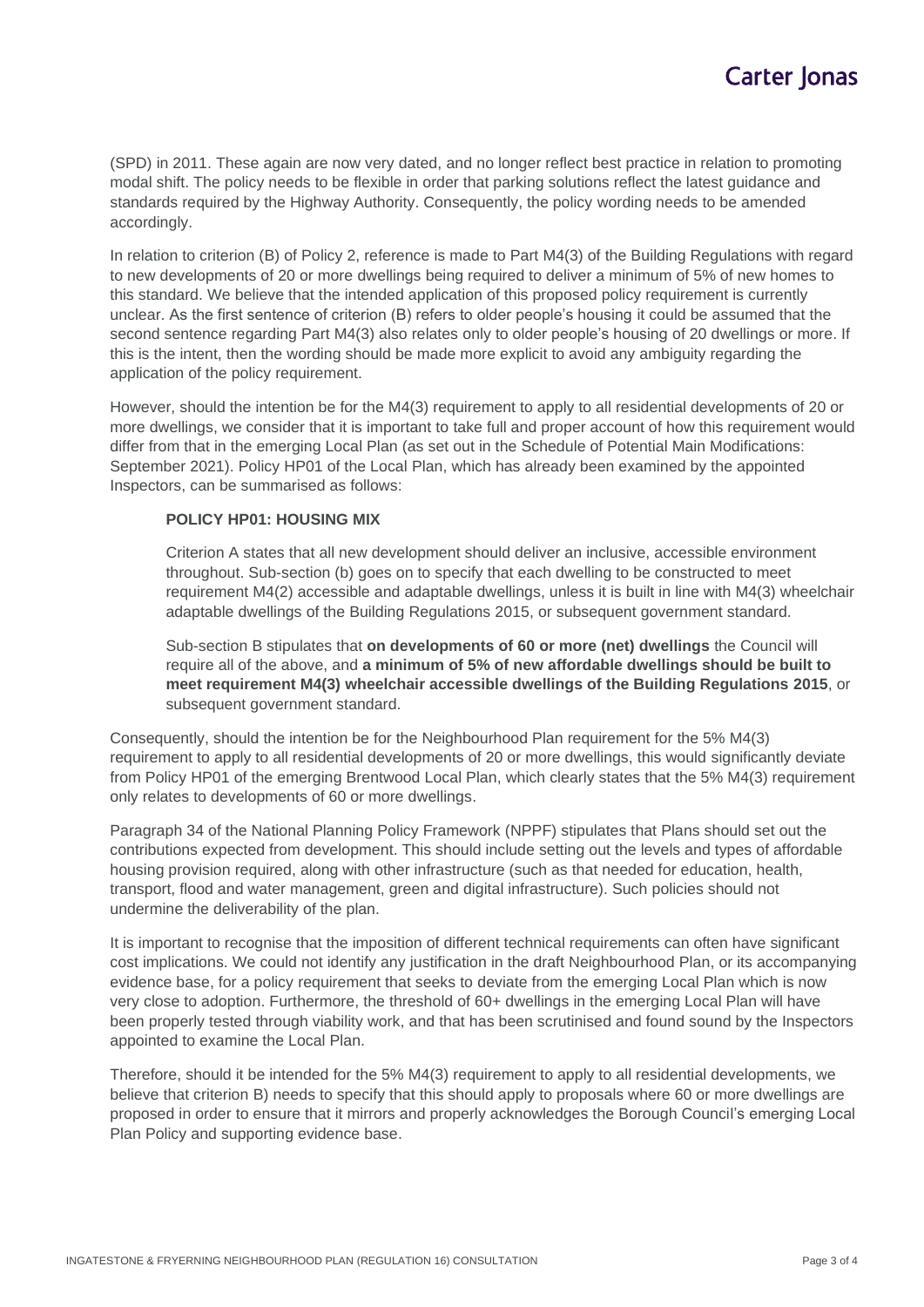(SPD) in 2011. These again are now very dated, and no longer reflect best practice in relation to promoting modal shift. The policy needs to be flexible in order that parking solutions reflect the latest guidance and standards required by the Highway Authority. Consequently, the policy wording needs to be amended accordingly.

In relation to criterion (B) of Policy 2, reference is made to Part M4(3) of the Building Regulations with regard to new developments of 20 or more dwellings being required to deliver a minimum of 5% of new homes to this standard. We believe that the intended application of this proposed policy requirement is currently unclear. As the first sentence of criterion (B) refers to older people's housing it could be assumed that the second sentence regarding Part M4(3) also relates only to older people's housing of 20 dwellings or more. If this is the intent, then the wording should be made more explicit to avoid any ambiguity regarding the application of the policy requirement.

However, should the intention be for the M4(3) requirement to apply to all residential developments of 20 or more dwellings, we consider that it is important to take full and proper account of how this requirement would differ from that in the emerging Local Plan (as set out in the Schedule of Potential Main Modifications: September 2021). Policy HP01 of the Local Plan, which has already been examined by the appointed Inspectors, can be summarised as follows:

> **POLICY HP01: HOUSING MIX**
>
> Criterion A states that all new development should deliver an inclusive, accessible environment throughout. Sub-section (b) goes on to specify that each dwelling to be constructed to meet requirement M4(2) accessible and adaptable dwellings, unless it is built in line with M4(3) wheelchair adaptable dwellings of the Building Regulations 2015, or subsequent government standard.
>
> Sub-section B stipulates that **on developments of 60 or more (net) dwellings** the Council will require all of the above, and **a minimum of 5% of new affordable dwellings should be built to meet requirement M4(3) wheelchair accessible dwellings of the Building Regulations 2015**, or subsequent government standard.

Consequently, should the intention be for the Neighbourhood Plan requirement for the 5% M4(3) requirement to apply to all residential developments of 20 or more dwellings, this would significantly deviate from Policy HP01 of the emerging Brentwood Local Plan, which clearly states that the 5% M4(3) requirement only relates to developments of 60 or more dwellings.

Paragraph 34 of the National Planning Policy Framework (NPPF) stipulates that Plans should set out the contributions expected from development. This should include setting out the levels and types of affordable housing provision required, along with other infrastructure (such as that needed for education, health, transport, flood and water management, green and digital infrastructure). Such policies should not undermine the deliverability of the plan.

It is important to recognise that the imposition of different technical requirements can often have significant cost implications. We could not identify any justification in the draft Neighbourhood Plan, or its accompanying evidence base, for a policy requirement that seeks to deviate from the emerging Local Plan which is now very close to adoption. Furthermore, the threshold of 60+ dwellings in the emerging Local Plan will have been properly tested through viability work, and that has been scrutinised and found sound by the Inspectors appointed to examine the Local Plan.

Therefore, should it be intended for the 5% M4(3) requirement to apply to all residential developments, we believe that criterion B) needs to specify that this should apply to proposals where 60 or more dwellings are proposed in order to ensure that it mirrors and properly acknowledges the Borough Council's emerging Local Plan Policy and supporting evidence base.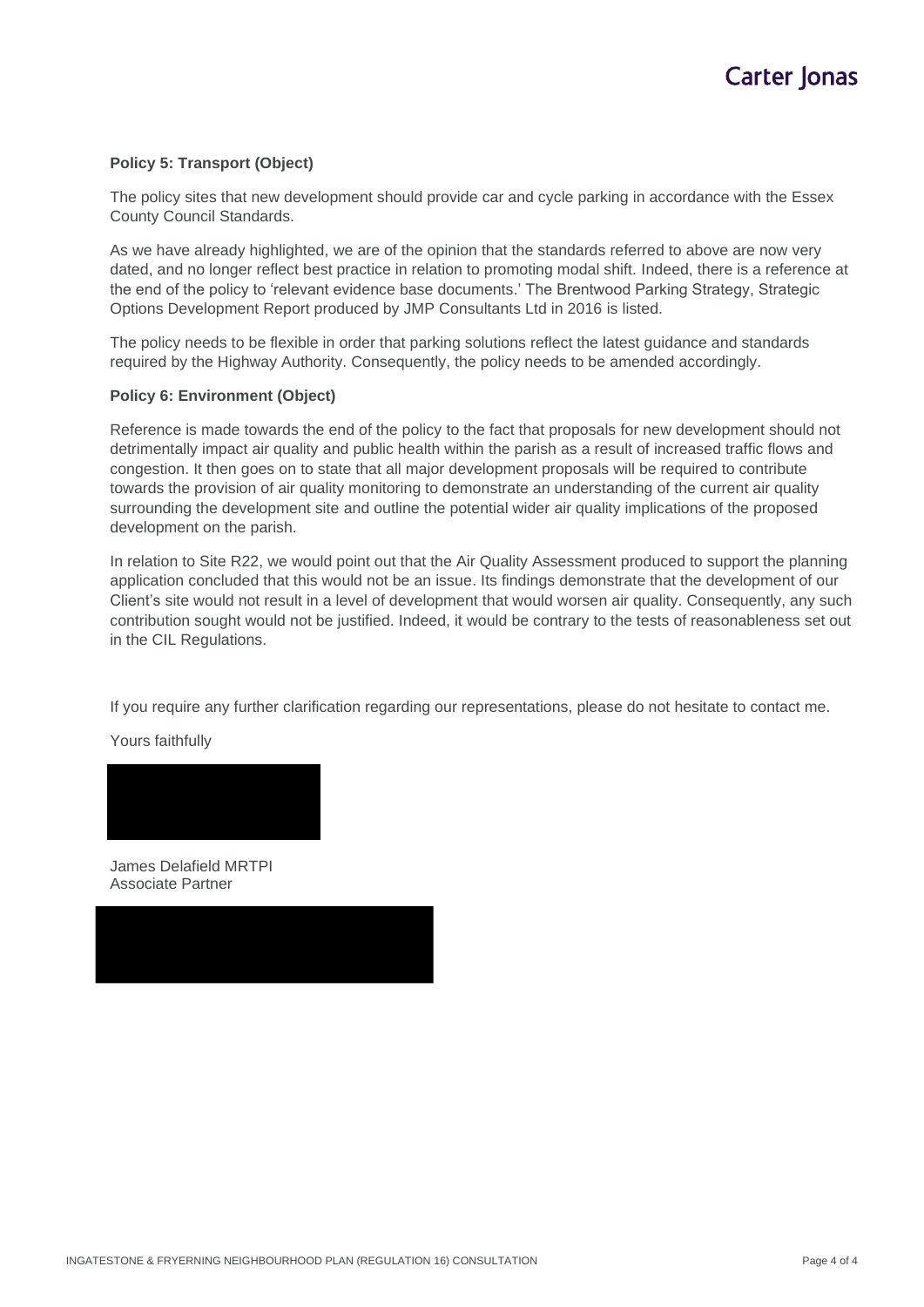**Policy 5: Transport (Object)**

The policy sites that new development should provide car and cycle parking in accordance with the Essex County Council Standards.

As we have already highlighted, we are of the opinion that the standards referred to above are now very dated, and no longer reflect best practice in relation to promoting modal shift. Indeed, there is a reference at the end of the policy to 'relevant evidence base documents.' The Brentwood Parking Strategy, Strategic Options Development Report produced by JMP Consultants Ltd in 2016 is listed.

The policy needs to be flexible in order that parking solutions reflect the latest guidance and standards required by the Highway Authority. Consequently, the policy needs to be amended accordingly.

**Policy 6: Environment (Object)**

Reference is made towards the end of the policy to the fact that proposals for new development should not detrimentally impact air quality and public health within the parish as a result of increased traffic flows and congestion. It then goes on to state that all major development proposals will be required to contribute towards the provision of air quality monitoring to demonstrate an understanding of the current air quality surrounding the development site and outline the potential wider air quality implications of the proposed development on the parish.

In relation to Site R22, we would point out that the Air Quality Assessment produced to support the planning application concluded that this would not be an issue. Its findings demonstrate that the development of our Client's site would not result in a level of development that would worsen air quality. Consequently, any such contribution sought would not be justified. Indeed, it would be contrary to the tests of reasonableness set out in the CIL Regulations.

If you require any further clarification regarding our representations, please do not hesitate to contact me.

Yours faithfully

James Delafield MRTPI
Associate Partner